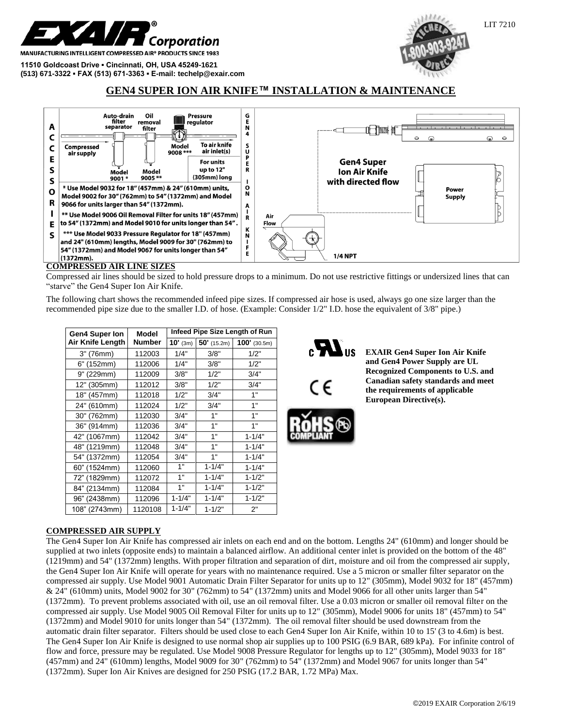# GEN4 SUPER ION AIR KNIFE™ INSTALLATION & MAINTENANCE

**EXAIR Corporation**

MANUFACTURING INTELLIGENT COMPRESSED AIR® PRODUCTS SINCE 1983

11510 Goldcoast Drive ▪ Cincinnati, OH, USA 45249-1621
(513) 671-3322 ▪ FAX (513) 671-3363 ▪ E-mail: techelp@exair.com

TECHELP 1-800-903-9247 DIRECT

LIT 7210

**ACCESSORIES**

Auto-drain filter separator — Model 9001 *
Oil removal filter — Model 9005 **
Pressure regulator — Model 9008 ***
Compressed air supply
To air knife air inlet(s)
For units up to 12" (305mm) long

\* Use Model 9032 for 18" (457mm) & 24" (610mm) units, Model 9002 for 30" (762mm) to 54" (1372mm) and Model 9066 for units larger than 54" (1372mm).

\*\* Use Model 9006 Oil Removal Filter for units 18" (457mm) to 54" (1372mm) and Model 9010 for units longer than 54".

\*\*\* Use Model 9033 Pressure Regulator for 18" (457mm) and 24" (610mm) lengths, Model 9009 for 30" (762mm) to 54" (1372mm) and Model 9067 for units longer than 54" (1372mm).

**GEN4 SUPER ION AIR KNIFE**

Gen4 Super Ion Air Knife with directed flow
Power Supply
Air Flow
1/4 NPT

## COMPRESSED AIR LINE SIZES

Compressed air lines should be sized to hold pressure drops to a minimum. Do not use restrictive fittings or undersized lines that can "starve" the Gen4 Super Ion Air Knife.

The following chart shows the recommended infeed pipe sizes. If compressed air hose is used, always go one size larger than the recommended pipe size due to the smaller I.D. of hose. (Example: Consider 1/2" I.D. hose the equivalent of 3/8" pipe.)

| Gen4 Super Ion Air Knife Length | Model Number | Infeed Pipe Size Length of Run | | |
|---|---|---|---|---|
| | | 10' (3m) | 50' (15.2m) | 100' (30.5m) |
| 3" (76mm) | 112003 | 1/4" | 3/8" | 1/2" |
| 6" (152mm) | 112006 | 1/4" | 3/8" | 1/2" |
| 9" (229mm) | 112009 | 3/8" | 1/2" | 3/4" |
| 12" (305mm) | 112012 | 3/8" | 1/2" | 3/4" |
| 18" (457mm) | 112018 | 1/2" | 3/4" | 1" |
| 24" (610mm) | 112024 | 1/2" | 3/4" | 1" |
| 30" (762mm) | 112030 | 3/4" | 1" | 1" |
| 36" (914mm) | 112036 | 3/4" | 1" | 1" |
| 42" (1067mm) | 112042 | 3/4" | 1" | 1-1/4" |
| 48" (1219mm) | 112048 | 3/4" | 1" | 1-1/4" |
| 54" (1372mm) | 112054 | 3/4" | 1" | 1-1/4" |
| 60" (1524mm) | 112060 | 1" | 1-1/4" | 1-1/4" |
| 72" (1829mm) | 112072 | 1" | 1-1/4" | 1-1/2" |
| 84" (2134mm) | 112084 | 1" | 1-1/4" | 1-1/2" |
| 96" (2438mm) | 112096 | 1-1/4" | 1-1/4" | 1-1/2" |
| 108" (2743mm) | 1120108 | 1-1/4" | 1-1/2" | 2" |

**EXAIR Gen4 Super Ion Air Knife and Gen4 Power Supply are UL Recognized Components to U.S. and Canadian safety standards and meet the requirements of applicable European Directive(s).**

## COMPRESSED AIR SUPPLY

The Gen4 Super Ion Air Knife has compressed air inlets on each end and on the bottom. Lengths 24" (610mm) and longer should be supplied at two inlets (opposite ends) to maintain a balanced airflow. An additional center inlet is provided on the bottom of the 48" (1219mm) and 54" (1372mm) lengths. With proper filtration and separation of dirt, moisture and oil from the compressed air supply, the Gen4 Super Ion Air Knife will operate for years with no maintenance required. Use a 5 micron or smaller filter separator on the compressed air supply. Use Model 9001 Automatic Drain Filter Separator for units up to 12" (305mm), Model 9032 for 18" (457mm) & 24" (610mm) units, Model 9002 for 30" (762mm) to 54" (1372mm) units and Model 9066 for all other units larger than 54" (1372mm). To prevent problems associated with oil, use an oil removal filter. Use a 0.03 micron or smaller oil removal filter on the compressed air supply. Use Model 9005 Oil Removal Filter for units up to 12" (305mm), Model 9006 for units 18" (457mm) to 54" (1372mm) and Model 9010 for units longer than 54" (1372mm). The oil removal filter should be used downstream from the automatic drain filter separator. Filters should be used close to each Gen4 Super Ion Air Knife, within 10 to 15' (3 to 4.6m) is best. The Gen4 Super Ion Air Knife is designed to use normal shop air supplies up to 100 PSIG (6.9 BAR, 689 kPa). For infinite control of flow and force, pressure may be regulated. Use Model 9008 Pressure Regulator for lengths up to 12" (305mm), Model 9033 for 18" (457mm) and 24" (610mm) lengths, Model 9009 for 30" (762mm) to 54" (1372mm) and Model 9067 for units longer than 54" (1372mm). Super Ion Air Knives are designed for 250 PSIG (17.2 BAR, 1.72 MPa) Max.

©2019 EXAIR Corporation 2/6/19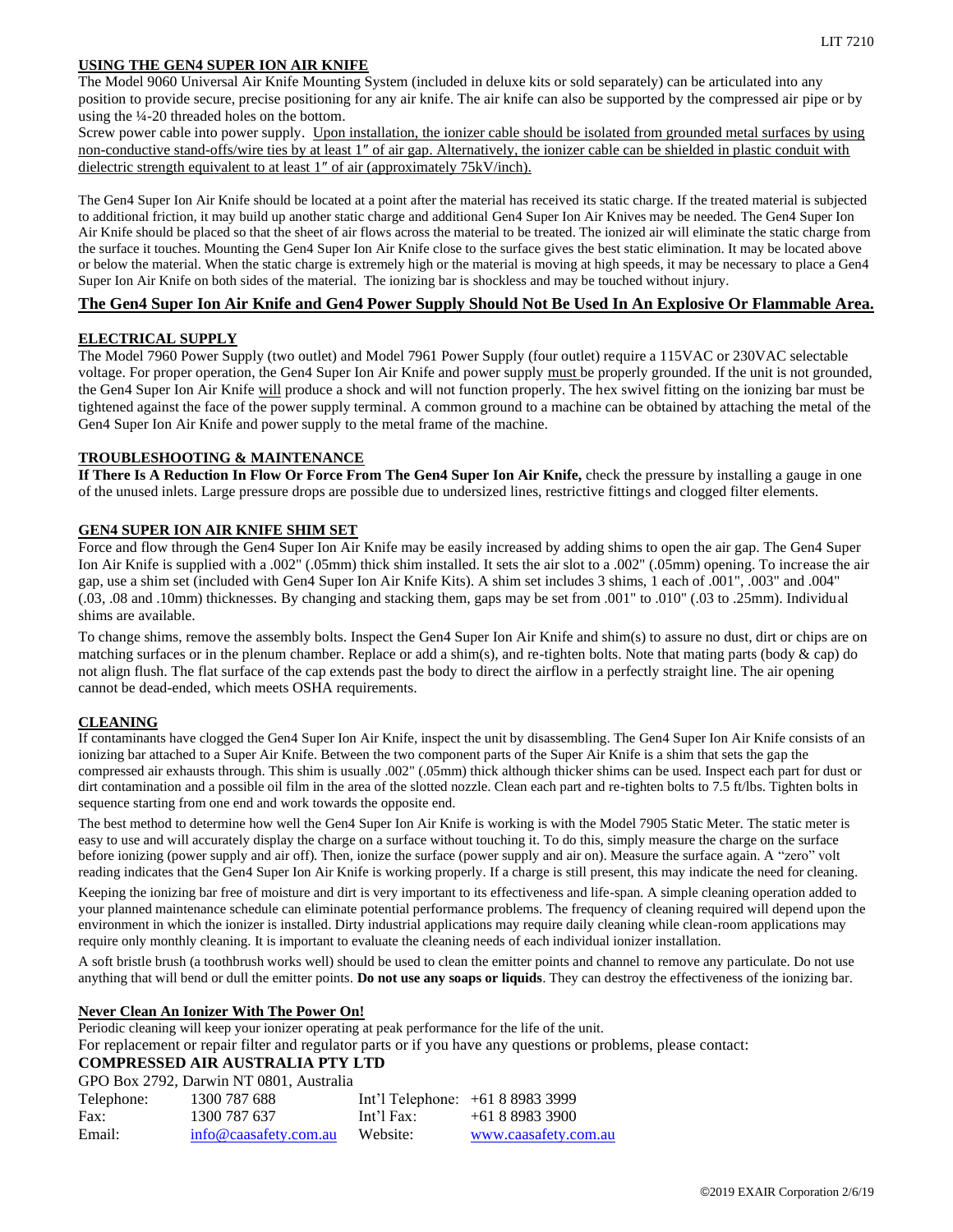## USING THE GEN4 SUPER ION AIR KNIFE

The Model 9060 Universal Air Knife Mounting System (included in deluxe kits or sold separately) can be articulated into any position to provide secure, precise positioning for any air knife. The air knife can also be supported by the compressed air pipe or by using the ¼-20 threaded holes on the bottom.

Screw power cable into power supply. Upon installation, the ionizer cable should be isolated from grounded metal surfaces by using non-conductive stand-offs/wire ties by at least 1″ of air gap. Alternatively, the ionizer cable can be shielded in plastic conduit with dielectric strength equivalent to at least 1″ of air (approximately 75kV/inch).

The Gen4 Super Ion Air Knife should be located at a point after the material has received its static charge. If the treated material is subjected to additional friction, it may build up another static charge and additional Gen4 Super Ion Air Knives may be needed. The Gen4 Super Ion Air Knife should be placed so that the sheet of air flows across the material to be treated. The ionized air will eliminate the static charge from the surface it touches. Mounting the Gen4 Super Ion Air Knife close to the surface gives the best static elimination. It may be located above or below the material. When the static charge is extremely high or the material is moving at high speeds, it may be necessary to place a Gen4 Super Ion Air Knife on both sides of the material. The ionizing bar is shockless and may be touched without injury.

**The Gen4 Super Ion Air Knife and Gen4 Power Supply Should Not Be Used In An Explosive Or Flammable Area.**

## ELECTRICAL SUPPLY

The Model 7960 Power Supply (two outlet) and Model 7961 Power Supply (four outlet) require a 115VAC or 230VAC selectable voltage. For proper operation, the Gen4 Super Ion Air Knife and power supply must be properly grounded. If the unit is not grounded, the Gen4 Super Ion Air Knife will produce a shock and will not function properly. The hex swivel fitting on the ionizing bar must be tightened against the face of the power supply terminal. A common ground to a machine can be obtained by attaching the metal of the Gen4 Super Ion Air Knife and power supply to the metal frame of the machine.

## TROUBLESHOOTING & MAINTENANCE

**If There Is A Reduction In Flow Or Force From The Gen4 Super Ion Air Knife,** check the pressure by installing a gauge in one of the unused inlets. Large pressure drops are possible due to undersized lines, restrictive fittings and clogged filter elements.

## GEN4 SUPER ION AIR KNIFE SHIM SET

Force and flow through the Gen4 Super Ion Air Knife may be easily increased by adding shims to open the air gap. The Gen4 Super Ion Air Knife is supplied with a .002" (.05mm) thick shim installed. It sets the air slot to a .002" (.05mm) opening. To increase the air gap, use a shim set (included with Gen4 Super Ion Air Knife Kits). A shim set includes 3 shims, 1 each of .001", .003" and .004" (.03, .08 and .10mm) thicknesses. By changing and stacking them, gaps may be set from .001" to .010" (.03 to .25mm). Individual shims are available.

To change shims, remove the assembly bolts. Inspect the Gen4 Super Ion Air Knife and shim(s) to assure no dust, dirt or chips are on matching surfaces or in the plenum chamber. Replace or add a shim(s), and re-tighten bolts. Note that mating parts (body & cap) do not align flush. The flat surface of the cap extends past the body to direct the airflow in a perfectly straight line. The air opening cannot be dead-ended, which meets OSHA requirements.

## CLEANING

If contaminants have clogged the Gen4 Super Ion Air Knife, inspect the unit by disassembling. The Gen4 Super Ion Air Knife consists of an ionizing bar attached to a Super Air Knife. Between the two component parts of the Super Air Knife is a shim that sets the gap the compressed air exhausts through. This shim is usually .002" (.05mm) thick although thicker shims can be used. Inspect each part for dust or dirt contamination and a possible oil film in the area of the slotted nozzle. Clean each part and re-tighten bolts to 7.5 ft/lbs. Tighten bolts in sequence starting from one end and work towards the opposite end.

The best method to determine how well the Gen4 Super Ion Air Knife is working is with the Model 7905 Static Meter. The static meter is easy to use and will accurately display the charge on a surface without touching it. To do this, simply measure the charge on the surface before ionizing (power supply and air off). Then, ionize the surface (power supply and air on). Measure the surface again. A "zero" volt reading indicates that the Gen4 Super Ion Air Knife is working properly. If a charge is still present, this may indicate the need for cleaning.

Keeping the ionizing bar free of moisture and dirt is very important to its effectiveness and life-span. A simple cleaning operation added to your planned maintenance schedule can eliminate potential performance problems. The frequency of cleaning required will depend upon the environment in which the ionizer is installed. Dirty industrial applications may require daily cleaning while clean-room applications may require only monthly cleaning. It is important to evaluate the cleaning needs of each individual ionizer installation.

A soft bristle brush (a toothbrush works well) should be used to clean the emitter points and channel to remove any particulate. Do not use anything that will bend or dull the emitter points. **Do not use any soaps or liquids**. They can destroy the effectiveness of the ionizing bar.

**Never Clean An Ionizer With The Power On!**

Periodic cleaning will keep your ionizer operating at peak performance for the life of the unit.

For replacement or repair filter and regulator parts or if you have any questions or problems, please contact:

**COMPRESSED AIR AUSTRALIA PTY LTD**

GPO Box 2792, Darwin NT 0801, Australia

| | | | |
|---|---|---|---|
| Telephone: | 1300 787 688 | Int'l Telephone: | +61 8 8983 3999 |
| Fax: | 1300 787 637 | Int'l Fax: | +61 8 8983 3900 |
| Email: | info@caasafety.com.au | Website: | www.caasafety.com.au |

©2019 EXAIR Corporation 2/6/19